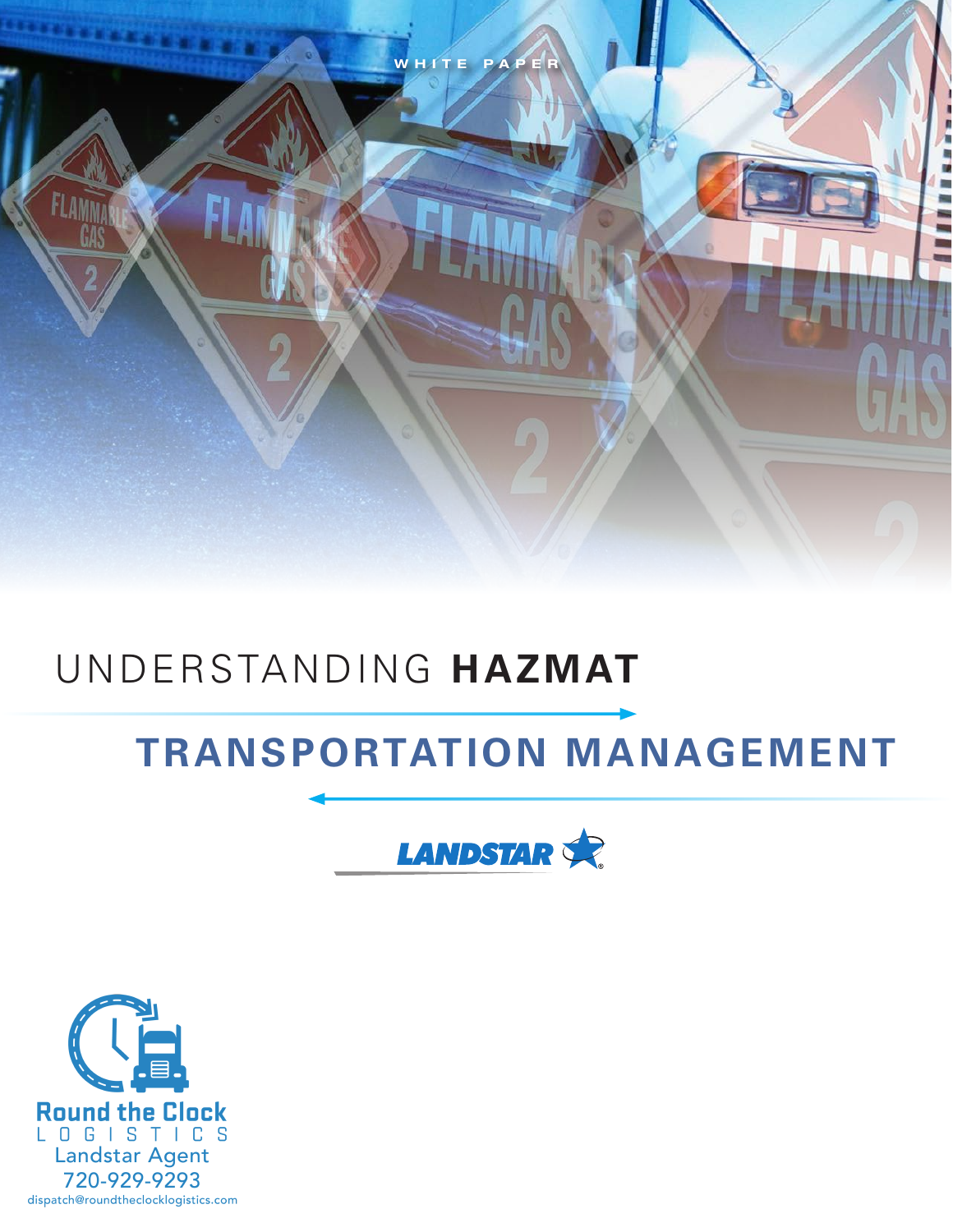WHITE PAPER

# UNDERSTANDING **HAZMAT** TRANSPORTATION MANAGEMENT

LANDSTAR

Round the Clock
LOGISTICS
Landstar Agent
720-929-9293
dispatch@roundtheclocklogistics.com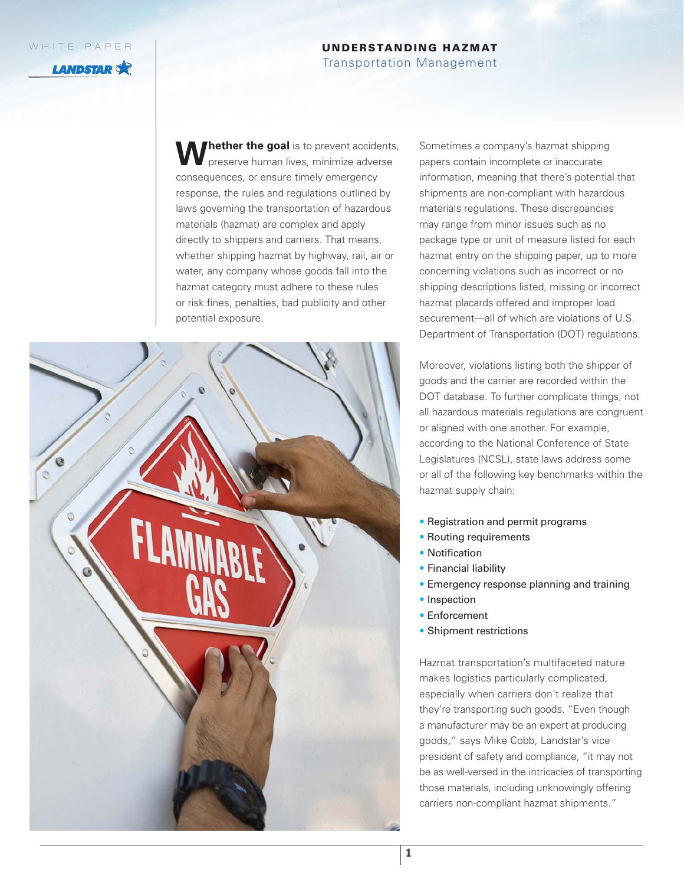WHITE PAPER

# UNDERSTANDING HAZMAT
## Transportation Management

**Whether the goal** is to prevent accidents, preserve human lives, minimize adverse consequences, or ensure timely emergency response, the rules and regulations outlined by laws governing the transportation of hazardous materials (hazmat) are complex and apply directly to shippers and carriers. That means, whether shipping hazmat by highway, rail, air or water, any company whose goods fall into the hazmat category must adhere to these rules or risk fines, penalties, bad publicity and other potential exposure.

Sometimes a company's hazmat shipping papers contain incomplete or inaccurate information, meaning that there's potential that shipments are non-compliant with hazardous materials regulations. These discrepancies may range from minor issues such as no package type or unit of measure listed for each hazmat entry on the shipping paper, up to more concerning violations such as incorrect or no shipping descriptions listed, missing or incorrect hazmat placards offered and improper load securement—all of which are violations of U.S. Department of Transportation (DOT) regulations.

Moreover, violations listing both the shipper of goods and the carrier are recorded within the DOT database. To further complicate things, not all hazardous materials regulations are congruent or aligned with one another. For example, according to the National Conference of State Legislatures (NCSL), state laws address some or all of the following key benchmarks within the hazmat supply chain:

- Registration and permit programs
- Routing requirements
- Notification
- Financial liability
- Emergency response planning and training
- Inspection
- Enforcement
- Shipment restrictions

Hazmat transportation's multifaceted nature makes logistics particularly complicated, especially when carriers don't realize that they're transporting such goods. "Even though a manufacturer may be an expert at producing goods," says Mike Cobb, Landstar's vice president of safety and compliance, "it may not be as well-versed in the intricacies of transporting those materials, including unknowingly offering carriers non-compliant hazmat shipments."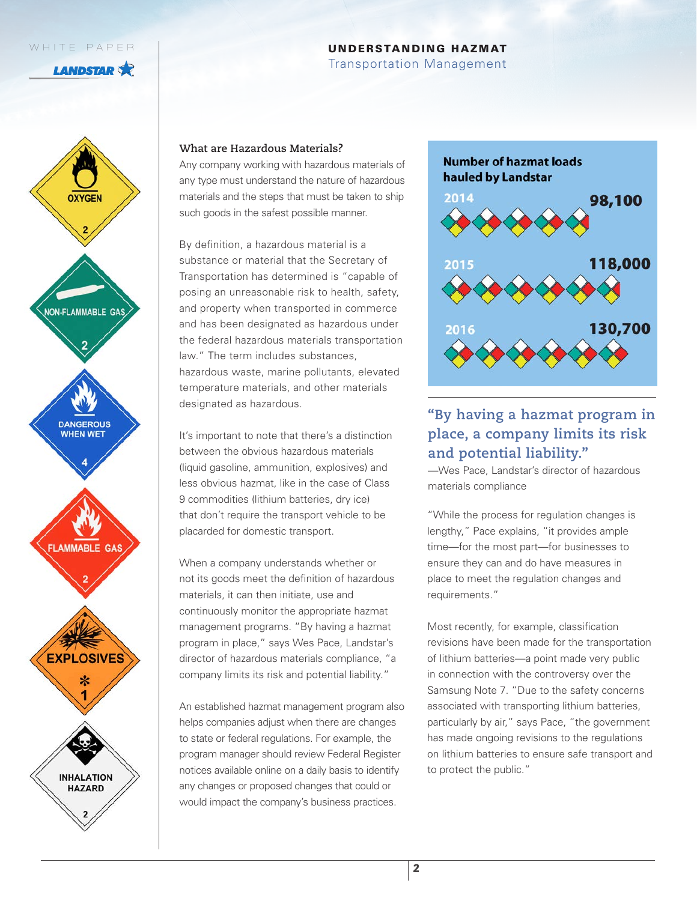### What are Hazardous Materials?

Any company working with hazardous materials of any type must understand the nature of hazardous materials and the steps that must be taken to ship such goods in the safest possible manner.

By definition, a hazardous material is a substance or material that the Secretary of Transportation has determined is "capable of posing an unreasonable risk to health, safety, and property when transported in commerce and has been designated as hazardous under the federal hazardous materials transportation law." The term includes substances, hazardous waste, marine pollutants, elevated temperature materials, and other materials designated as hazardous.

It's important to note that there's a distinction between the obvious hazardous materials (liquid gasoline, ammunition, explosives) and less obvious hazmat, like in the case of Class 9 commodities (lithium batteries, dry ice) that don't require the transport vehicle to be placarded for domestic transport.

When a company understands whether or not its goods meet the definition of hazardous materials, it can then initiate, use and continuously monitor the appropriate hazmat management programs. "By having a hazmat program in place," says Wes Pace, Landstar's director of hazardous materials compliance, "a company limits its risk and potential liability."

An established hazmat management program also helps companies adjust when there are changes to state or federal regulations. For example, the program manager should review Federal Register notices available online on a daily basis to identify any changes or proposed changes that could or would impact the company's business practices.

**Number of hazmat loads hauled by Landstar**

| Year | Loads |
|---|---|
| 2014 | 98,100 |
| 2015 | 118,000 |
| 2016 | 130,700 |

> **"By having a hazmat program in place, a company limits its risk and potential liability."**
>
> —Wes Pace, Landstar's director of hazardous materials compliance

"While the process for regulation changes is lengthy," Pace explains, "it provides ample time—for the most part—for businesses to ensure they can and do have measures in place to meet the regulation changes and requirements."

Most recently, for example, classification revisions have been made for the transportation of lithium batteries—a point made very public in connection with the controversy over the Samsung Note 7. "Due to the safety concerns associated with transporting lithium batteries, particularly by air," says Pace, "the government has made ongoing revisions to the regulations on lithium batteries to ensure safe transport and to protect the public."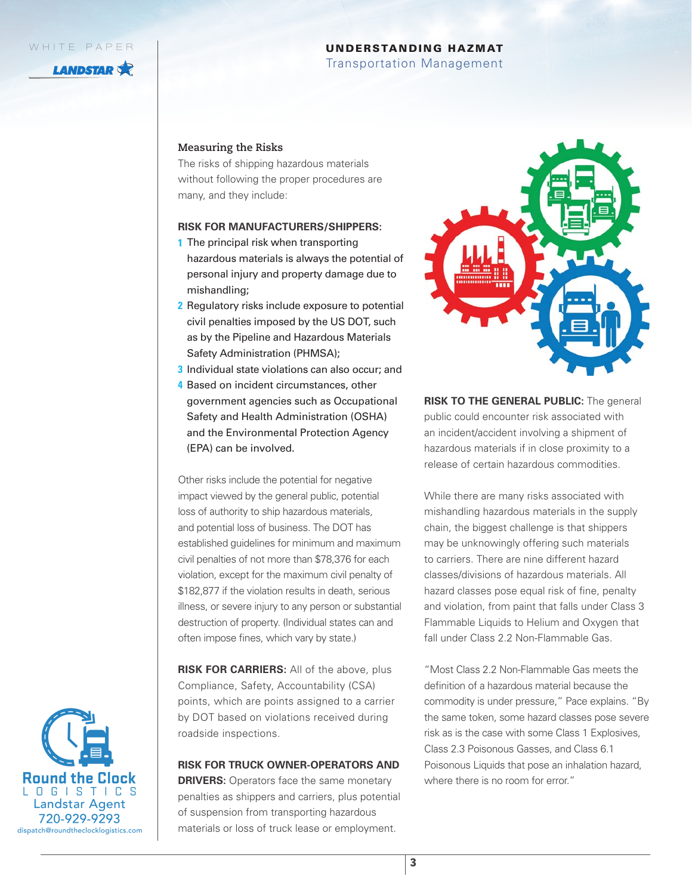### Measuring the Risks

The risks of shipping hazardous materials without following the proper procedures are many, and they include:

**RISK FOR MANUFACTURERS/SHIPPERS:**

1. The principal risk when transporting hazardous materials is always the potential of personal injury and property damage due to mishandling;
2. Regulatory risks include exposure to potential civil penalties imposed by the US DOT, such as by the Pipeline and Hazardous Materials Safety Administration (PHMSA);
3. Individual state violations can also occur; and
4. Based on incident circumstances, other government agencies such as Occupational Safety and Health Administration (OSHA) and the Environmental Protection Agency (EPA) can be involved.

Other risks include the potential for negative impact viewed by the general public, potential loss of authority to ship hazardous materials, and potential loss of business. The DOT has established guidelines for minimum and maximum civil penalties of not more than $78,376 for each violation, except for the maximum civil penalty of $182,877 if the violation results in death, serious illness, or severe injury to any person or substantial destruction of property. (Individual states can and often impose fines, which vary by state.)

**RISK FOR CARRIERS:** All of the above, plus Compliance, Safety, Accountability (CSA) points, which are points assigned to a carrier by DOT based on violations received during roadside inspections.

**RISK FOR TRUCK OWNER-OPERATORS AND DRIVERS:** Operators face the same monetary penalties as shippers and carriers, plus potential of suspension from transporting hazardous materials or loss of truck lease or employment.

**RISK TO THE GENERAL PUBLIC:** The general public could encounter risk associated with an incident/accident involving a shipment of hazardous materials if in close proximity to a release of certain hazardous commodities.

While there are many risks associated with mishandling hazardous materials in the supply chain, the biggest challenge is that shippers may be unknowingly offering such materials to carriers. There are nine different hazard classes/divisions of hazardous materials. All hazard classes pose equal risk of fine, penalty and violation, from paint that falls under Class 3 Flammable Liquids to Helium and Oxygen that fall under Class 2.2 Non-Flammable Gas.

"Most Class 2.2 Non-Flammable Gas meets the definition of a hazardous material because the commodity is under pressure," Pace explains. "By the same token, some hazard classes pose severe risk as is the case with some Class 1 Explosives, Class 2.3 Poisonous Gasses, and Class 6.1 Poisonous Liquids that pose an inhalation hazard, where there is no room for error."

Round the Clock LOGISTICS
Landstar Agent
720-929-9293
dispatch@roundtheclocklogistics.com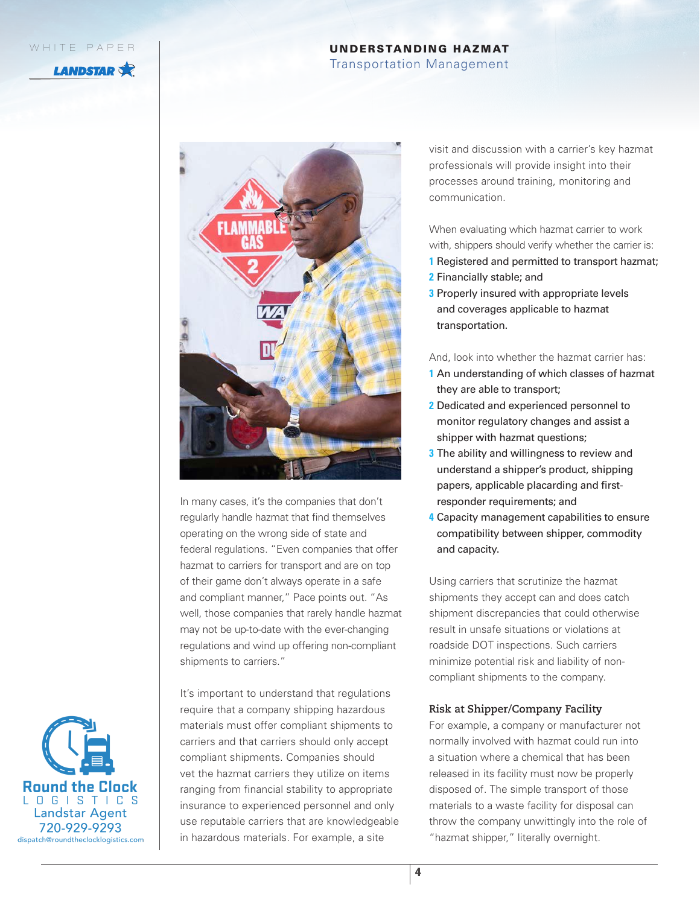In many cases, it's the companies that don't regularly handle hazmat that find themselves operating on the wrong side of state and federal regulations. "Even companies that offer hazmat to carriers for transport and are on top of their game don't always operate in a safe and compliant manner," Pace points out. "As well, those companies that rarely handle hazmat may not be up-to-date with the ever-changing regulations and wind up offering non-compliant shipments to carriers."

It's important to understand that regulations require that a company shipping hazardous materials must offer compliant shipments to carriers and that carriers should only accept compliant shipments. Companies should vet the hazmat carriers they utilize on items ranging from financial stability to appropriate insurance to experienced personnel and only use reputable carriers that are knowledgeable in hazardous materials. For example, a site visit and discussion with a carrier's key hazmat professionals will provide insight into their processes around training, monitoring and communication.

When evaluating which hazmat carrier to work with, shippers should verify whether the carrier is:

1. Registered and permitted to transport hazmat;
2. Financially stable; and
3. Properly insured with appropriate levels and coverages applicable to hazmat transportation.

And, look into whether the hazmat carrier has:

1. An understanding of which classes of hazmat they are able to transport;
2. Dedicated and experienced personnel to monitor regulatory changes and assist a shipper with hazmat questions;
3. The ability and willingness to review and understand a shipper's product, shipping papers, applicable placarding and first-responder requirements; and
4. Capacity management capabilities to ensure compatibility between shipper, commodity and capacity.

Using carriers that scrutinize the hazmat shipments they accept can and does catch shipment discrepancies that could otherwise result in unsafe situations or violations at roadside DOT inspections. Such carriers minimize potential risk and liability of non-compliant shipments to the company.

### Risk at Shipper/Company Facility

For example, a company or manufacturer not normally involved with hazmat could run into a situation where a chemical that has been released in its facility must now be properly disposed of. The simple transport of those materials to a waste facility for disposal can throw the company unwittingly into the role of "hazmat shipper," literally overnight.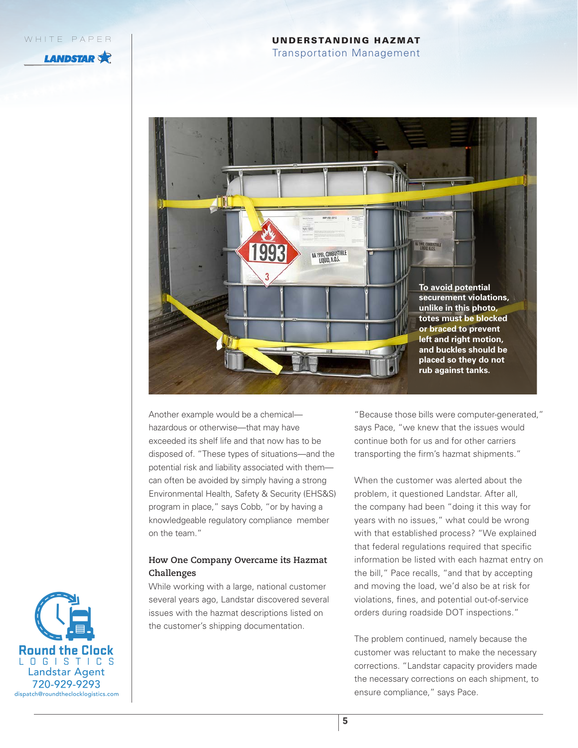To avoid potential securement violations, unlike in this photo, totes must be blocked or braced to prevent left and right motion, and buckles should be placed so they do not rub against tanks.

Another example would be a chemical—hazardous or otherwise—that may have exceeded its shelf life and that now has to be disposed of. "These types of situations—and the potential risk and liability associated with them—can often be avoided by simply having a strong Environmental Health, Safety & Security (EHS&S) program in place," says Cobb, "or by having a knowledgeable regulatory compliance member on the team."

### How One Company Overcame its Hazmat Challenges

While working with a large, national customer several years ago, Landstar discovered several issues with the hazmat descriptions listed on the customer's shipping documentation.

"Because those bills were computer-generated," says Pace, "we knew that the issues would continue both for us and for other carriers transporting the firm's hazmat shipments."

When the customer was alerted about the problem, it questioned Landstar. After all, the company had been "doing it this way for years with no issues," what could be wrong with that established process? "We explained that federal regulations required that specific information be listed with each hazmat entry on the bill," Pace recalls, "and that by accepting and moving the load, we'd also be at risk for violations, fines, and potential out-of-service orders during roadside DOT inspections."

The problem continued, namely because the customer was reluctant to make the necessary corrections. "Landstar capacity providers made the necessary corrections on each shipment, to ensure compliance," says Pace.

Round the Clock Logistics
Landstar Agent
720-929-9293
dispatch@roundtheclocklogistics.com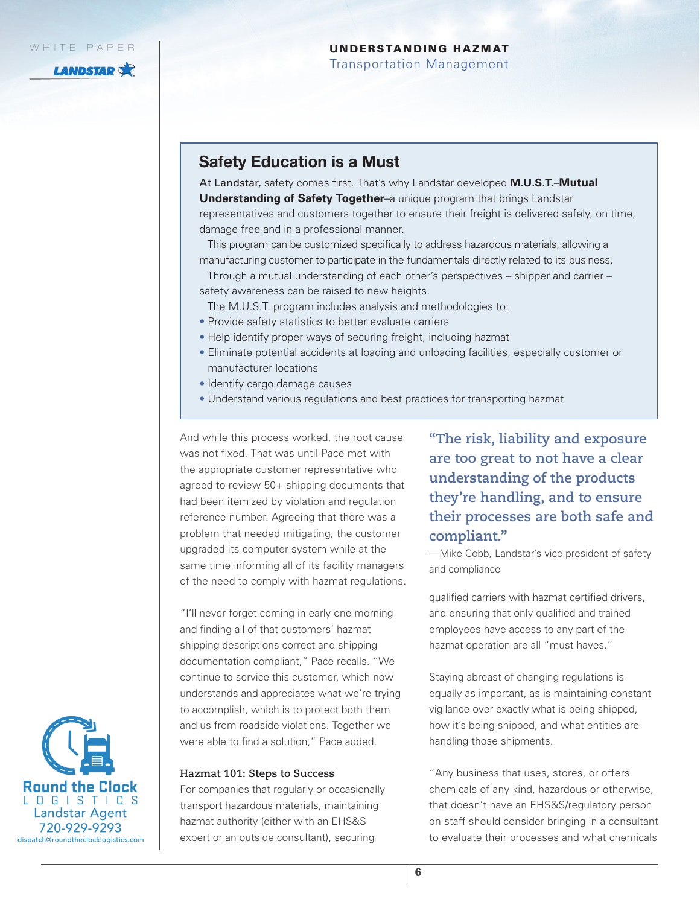## Safety Education is a Must

At Landstar, safety comes first. That's why Landstar developed **M.U.S.T.–Mutual Understanding of Safety Together**–a unique program that brings Landstar representatives and customers together to ensure their freight is delivered safely, on time, damage free and in a professional manner.

This program can be customized specifically to address hazardous materials, allowing a manufacturing customer to participate in the fundamentals directly related to its business.

Through a mutual understanding of each other's perspectives – shipper and carrier – safety awareness can be raised to new heights.

The M.U.S.T. program includes analysis and methodologies to:

- Provide safety statistics to better evaluate carriers
- Help identify proper ways of securing freight, including hazmat
- Eliminate potential accidents at loading and unloading facilities, especially customer or manufacturer locations
- Identify cargo damage causes
- Understand various regulations and best practices for transporting hazmat

And while this process worked, the root cause was not fixed. That was until Pace met with the appropriate customer representative who agreed to review 50+ shipping documents that had been itemized by violation and regulation reference number. Agreeing that there was a problem that needed mitigating, the customer upgraded its computer system while at the same time informing all of its facility managers of the need to comply with hazmat regulations.

"I'll never forget coming in early one morning and finding all of that customers' hazmat shipping descriptions correct and shipping documentation compliant," Pace recalls. "We continue to service this customer, which now understands and appreciates what we're trying to accomplish, which is to protect both them and us from roadside violations. Together we were able to find a solution," Pace added.

### Hazmat 101: Steps to Success

For companies that regularly or occasionally transport hazardous materials, maintaining hazmat authority (either with an EHS&S expert or an outside consultant), securing qualified carriers with hazmat certified drivers, and ensuring that only qualified and trained employees have access to any part of the hazmat operation are all "must haves."

> **"The risk, liability and exposure are too great to not have a clear understanding of the products they're handling, and to ensure their processes are both safe and compliant."**
>
> —Mike Cobb, Landstar's vice president of safety and compliance

Staying abreast of changing regulations is equally as important, as is maintaining constant vigilance over exactly what is being shipped, how it's being shipped, and what entities are handling those shipments.

"Any business that uses, stores, or offers chemicals of any kind, hazardous or otherwise, that doesn't have an EHS&S/regulatory person on staff should consider bringing in a consultant to evaluate their processes and what chemicals

Round the Clock Logistics
Landstar Agent
720-929-9293
dispatch@roundtheclocklogistics.com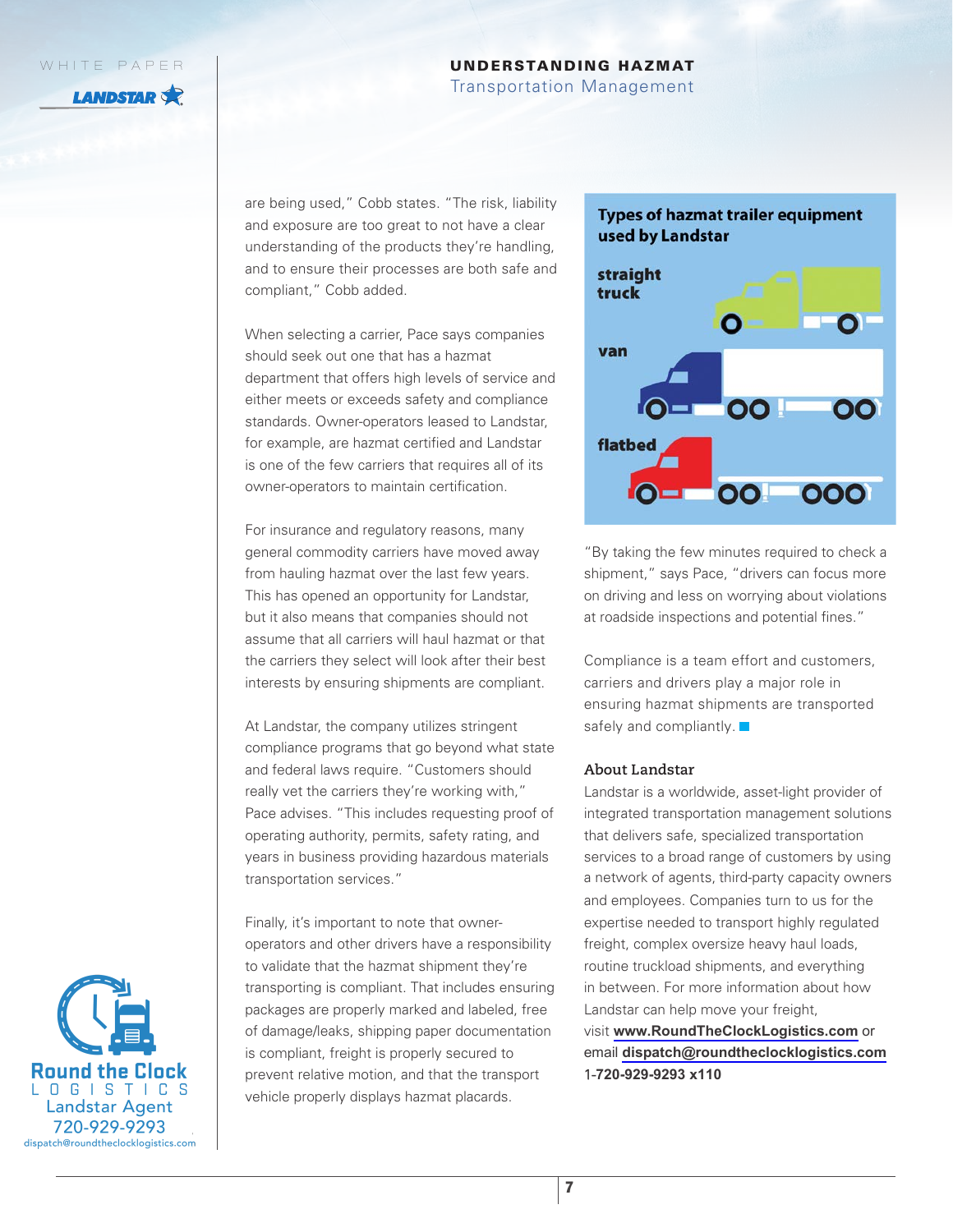are being used," Cobb states. "The risk, liability and exposure are too great to not have a clear understanding of the products they're handling, and to ensure their processes are both safe and compliant," Cobb added.

When selecting a carrier, Pace says companies should seek out one that has a hazmat department that offers high levels of service and either meets or exceeds safety and compliance standards. Owner-operators leased to Landstar, for example, are hazmat certified and Landstar is one of the few carriers that requires all of its owner-operators to maintain certification.

For insurance and regulatory reasons, many general commodity carriers have moved away from hauling hazmat over the last few years. This has opened an opportunity for Landstar, but it also means that companies should not assume that all carriers will haul hazmat or that the carriers they select will look after their best interests by ensuring shipments are compliant.

At Landstar, the company utilizes stringent compliance programs that go beyond what state and federal laws require. "Customers should really vet the carriers they're working with," Pace advises. "This includes requesting proof of operating authority, permits, safety rating, and years in business providing hazardous materials transportation services."

Finally, it's important to note that owner-operators and other drivers have a responsibility to validate that the hazmat shipment they're transporting is compliant. That includes ensuring packages are properly marked and labeled, free of damage/leaks, shipping paper documentation is compliant, freight is properly secured to prevent relative motion, and that the transport vehicle properly displays hazmat placards.

**Types of hazmat trailer equipment used by Landstar**

straight truck

van

flatbed

"By taking the few minutes required to check a shipment," says Pace, "drivers can focus more on driving and less on worrying about violations at roadside inspections and potential fines."

Compliance is a team effort and customers, carriers and drivers play a major role in ensuring hazmat shipments are transported safely and compliantly.

### About Landstar

Landstar is a worldwide, asset-light provider of integrated transportation management solutions that delivers safe, specialized transportation services to a broad range of customers by using a network of agents, third-party capacity owners and employees. Companies turn to us for the expertise needed to transport highly regulated freight, complex oversize heavy haul loads, routine truckload shipments, and everything in between. For more information about how Landstar can help move your freight, visit **www.RoundTheClockLogistics.com** or email **dispatch@roundtheclocklogistics.com** **1-720-929-9293 x110**

Round the Clock LOGISTICS
Landstar Agent
720-929-9293
dispatch@roundtheclocklogistics.com